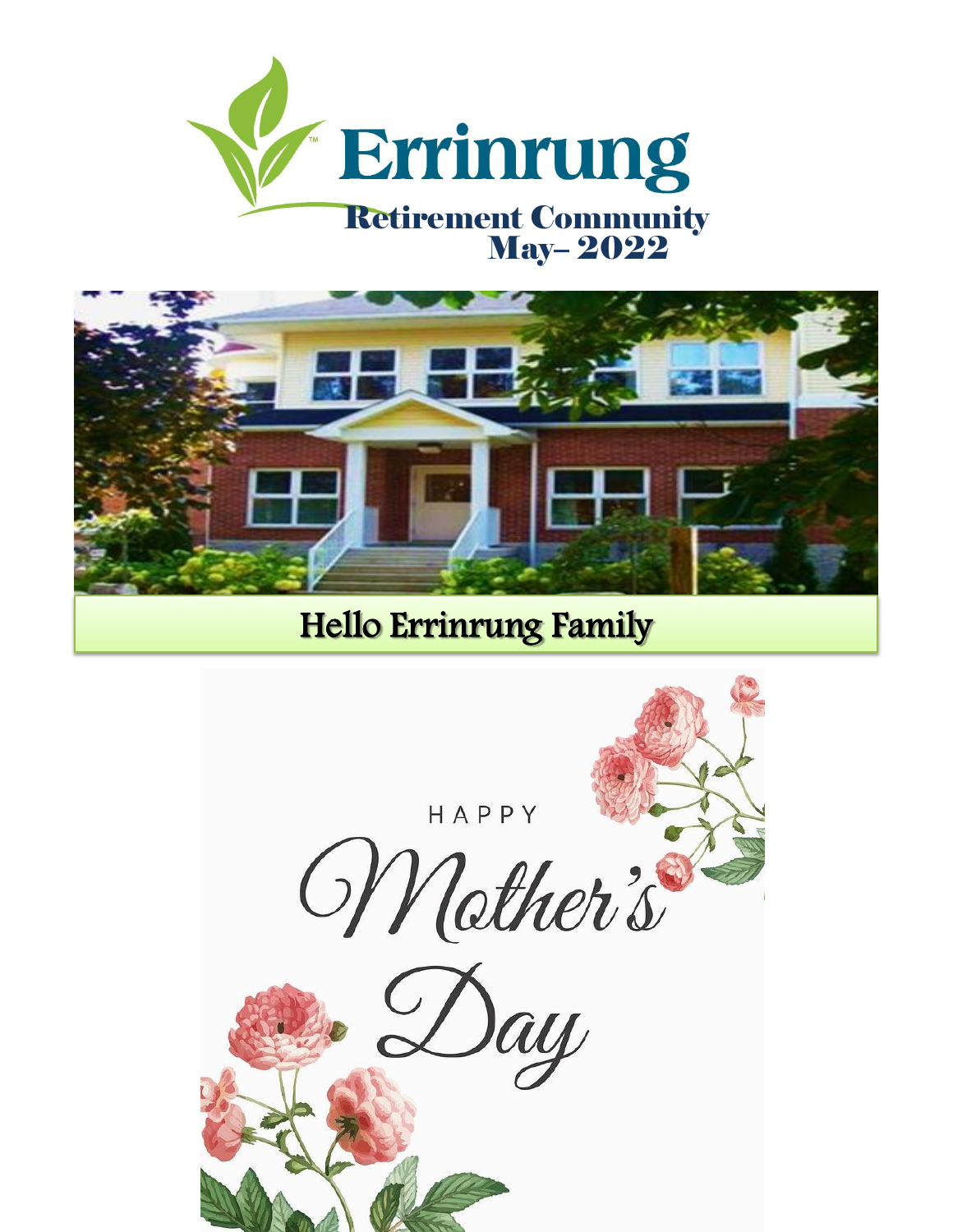# Errinrung

## Retirement Community
## May– 2022

## Hello Errinrung Family

HAPPY

Mother's

Day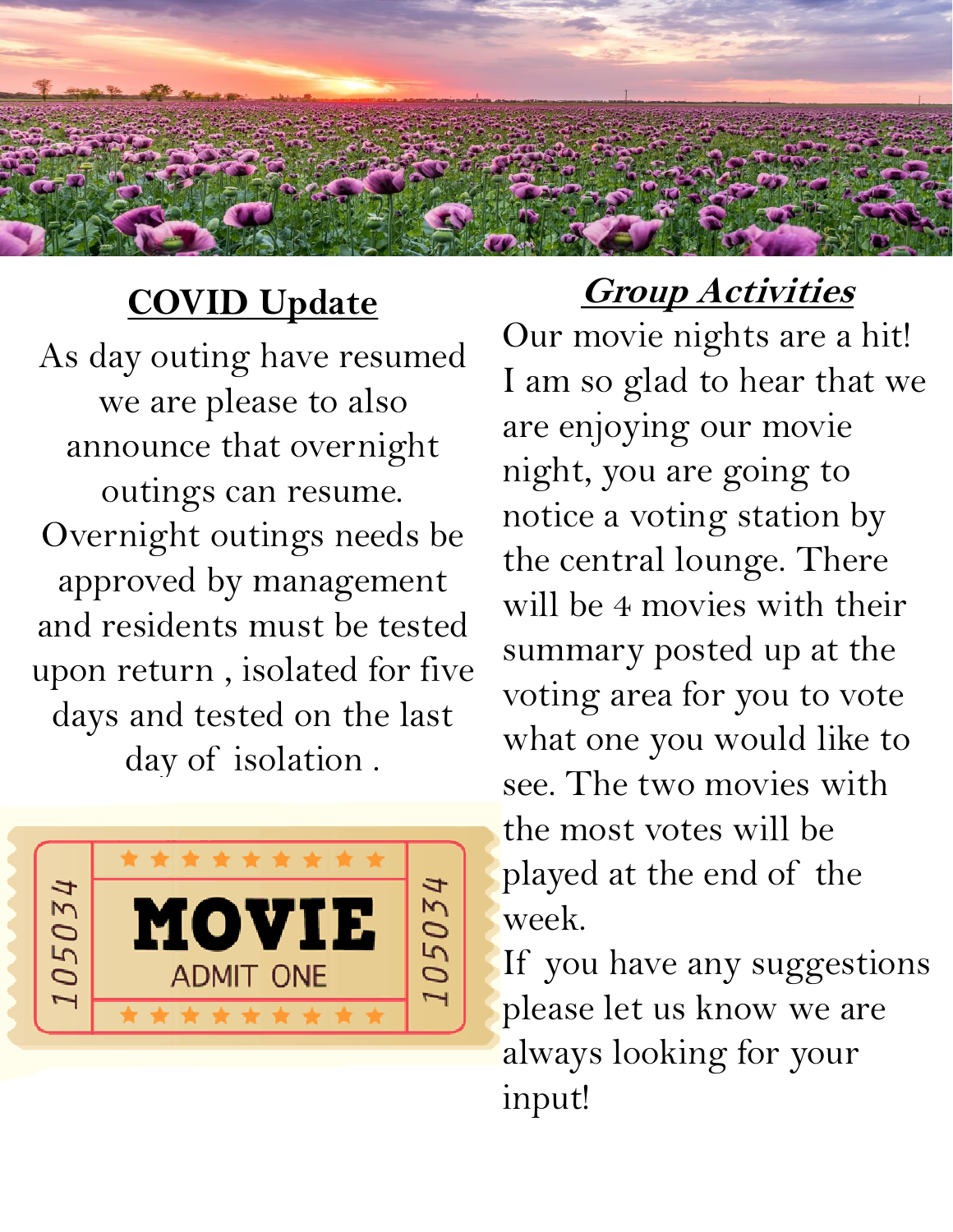## COVID Update

As day outing have resumed we are please to also announce that overnight outings can resume. Overnight outings needs be approved by management and residents must be tested upon return , isolated for five days and tested on the last day of isolation .

## ***Group Activities***

Our movie nights are a hit! I am so glad to hear that we are enjoying our movie night, you are going to notice a voting station by the central lounge. There will be 4 movies with their summary posted up at the voting area for you to vote what one you would like to see. The two movies with the most votes will be played at the end of the week.

If you have any suggestions please let us know we are always looking for your input!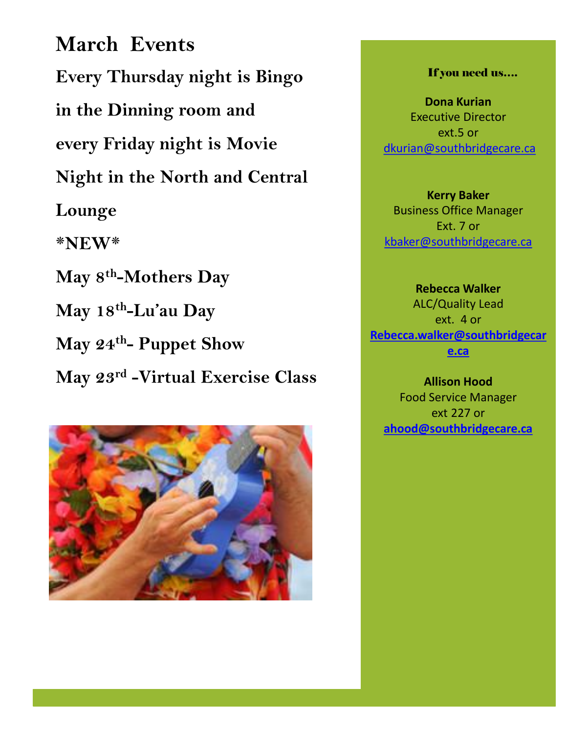# March Events

**Every Thursday night is Bingo in the Dinning room and every Friday night is Movie Night in the North and Central Lounge**

**\*NEW\***

**May 8th-Mothers Day**

**May 18th-Lu'au Day**

**May 24th- Puppet Show**

**May 23rd -Virtual Exercise Class**

### If you need us….

**Dona Kurian**
Executive Director
ext.5 or
dkurian@southbridgecare.ca

**Kerry Baker**
Business Office Manager
Ext. 7 or
kbaker@southbridgecare.ca

**Rebecca Walker**
ALC/Quality Lead
ext. 4 or
**Rebecca.walker@southbridgecare.ca**

**Allison Hood**
Food Service Manager
ext 227 or
**ahood@southbridgecare.ca**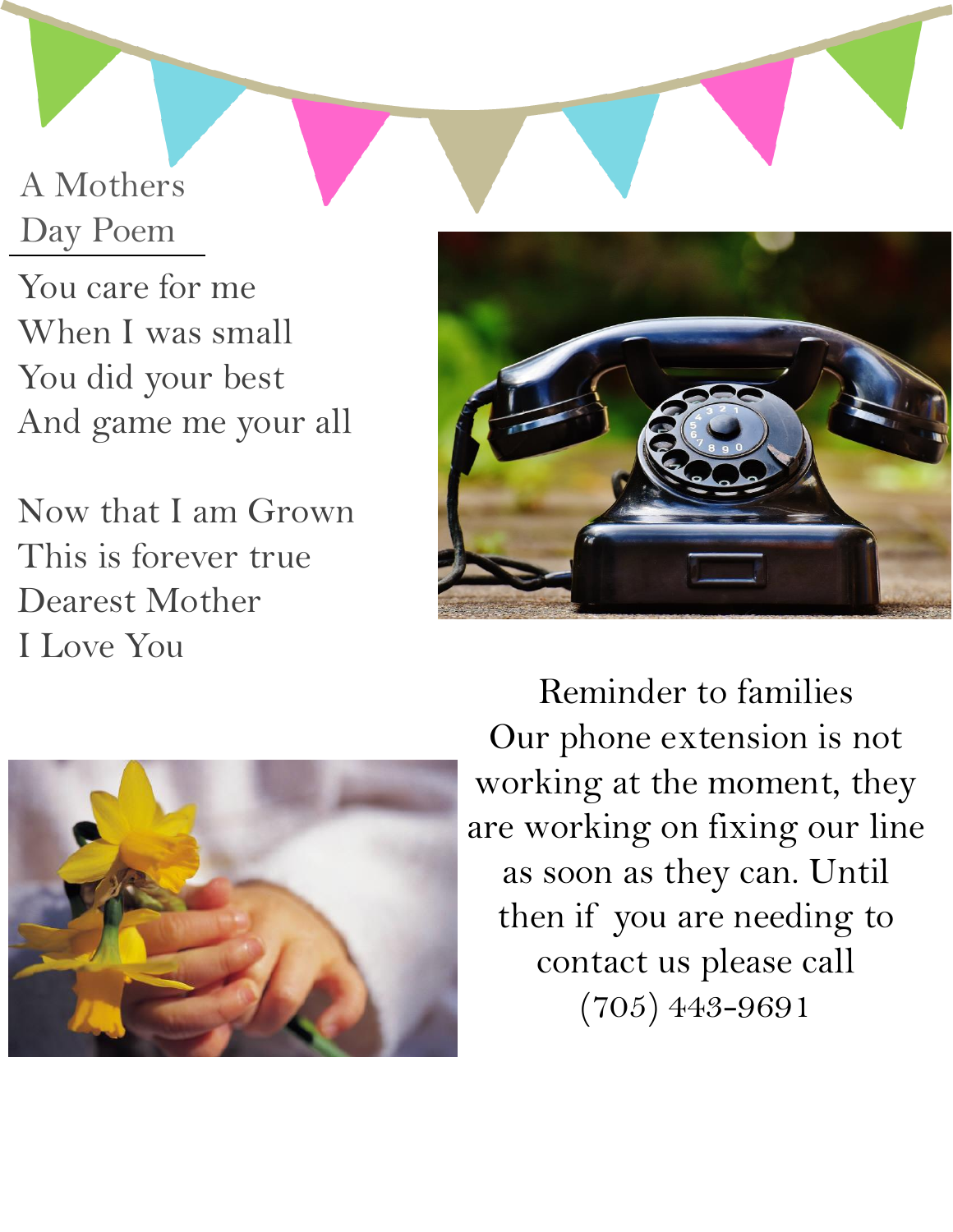## A Mothers Day Poem

You care for me  
When I was small  
You did your best  
And game me your all

Now that I am Grown  
This is forever true  
Dearest Mother  
I Love You

Reminder to families  
Our phone extension is not working at the moment, they are working on fixing our line as soon as they can. Until then if you are needing to contact us please call  
(705) 443-9691